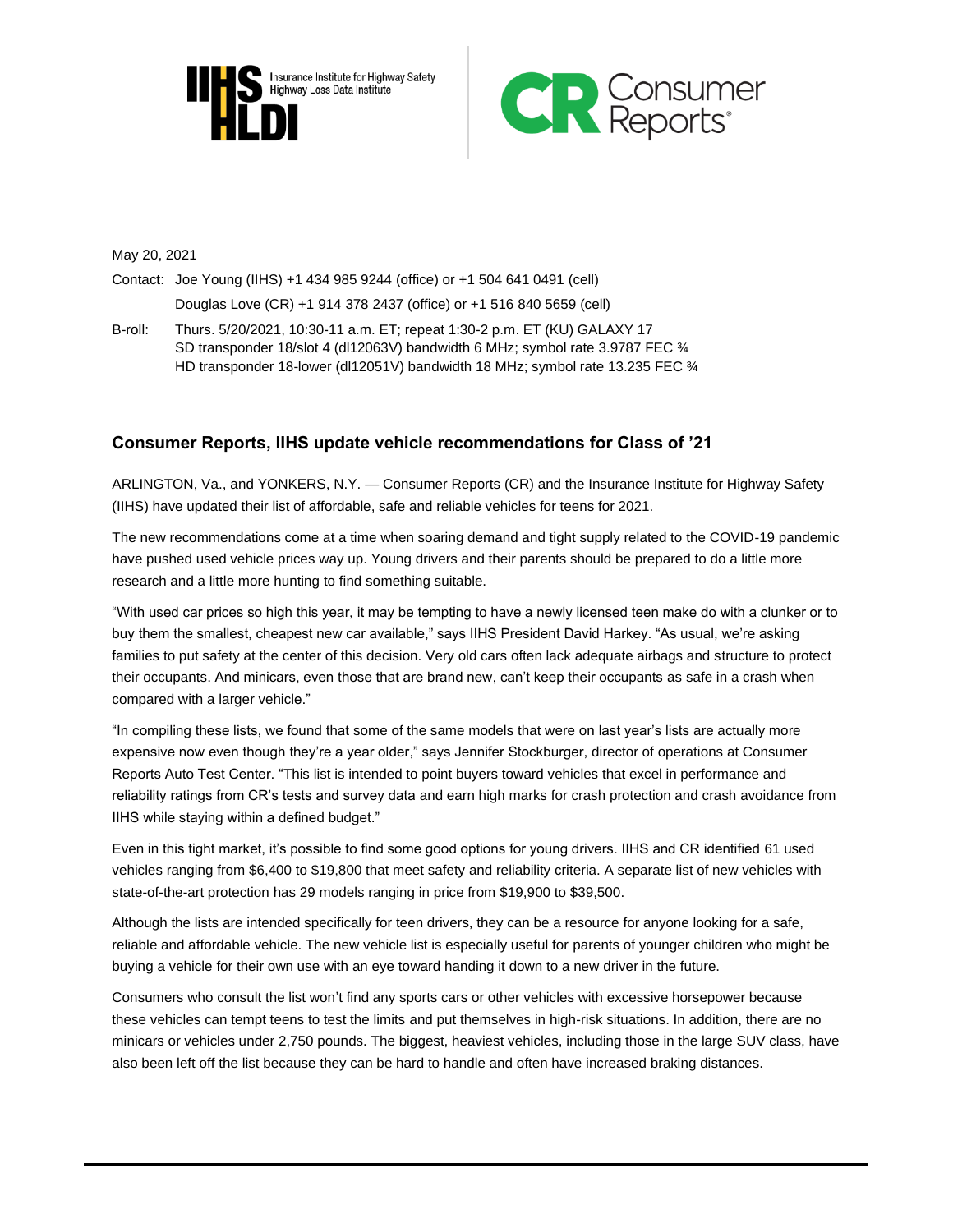May 20, 2021

Contact: Joe Young (IIHS) +1 434 985 9244 (office) or +1 504 641 0491 (cell)

Douglas Love (CR) +1 914 378 2437 (office) or +1 516 840 5659 (cell)

B-roll: Thurs. 5/20/2021, 10:30-11 a.m. ET; repeat 1:30-2 p.m. ET (KU) GALAXY 17
SD transponder 18/slot 4 (dl12063V) bandwidth 6 MHz; symbol rate 3.9787 FEC ¾
HD transponder 18-lower (dl12051V) bandwidth 18 MHz; symbol rate 13.235 FEC ¾

## Consumer Reports, IIHS update vehicle recommendations for Class of ’21

ARLINGTON, Va., and YONKERS, N.Y. — Consumer Reports (CR) and the Insurance Institute for Highway Safety (IIHS) have updated their list of affordable, safe and reliable vehicles for teens for 2021.

The new recommendations come at a time when soaring demand and tight supply related to the COVID-19 pandemic have pushed used vehicle prices way up. Young drivers and their parents should be prepared to do a little more research and a little more hunting to find something suitable.

“With used car prices so high this year, it may be tempting to have a newly licensed teen make do with a clunker or to buy them the smallest, cheapest new car available,” says IIHS President David Harkey. “As usual, we’re asking families to put safety at the center of this decision. Very old cars often lack adequate airbags and structure to protect their occupants. And minicars, even those that are brand new, can’t keep their occupants as safe in a crash when compared with a larger vehicle.”

“In compiling these lists, we found that some of the same models that were on last year’s lists are actually more expensive now even though they’re a year older,” says Jennifer Stockburger, director of operations at Consumer Reports Auto Test Center. “This list is intended to point buyers toward vehicles that excel in performance and reliability ratings from CR’s tests and survey data and earn high marks for crash protection and crash avoidance from IIHS while staying within a defined budget.”

Even in this tight market, it’s possible to find some good options for young drivers. IIHS and CR identified 61 used vehicles ranging from $6,400 to $19,800 that meet safety and reliability criteria. A separate list of new vehicles with state-of-the-art protection has 29 models ranging in price from $19,900 to $39,500.

Although the lists are intended specifically for teen drivers, they can be a resource for anyone looking for a safe, reliable and affordable vehicle. The new vehicle list is especially useful for parents of younger children who might be buying a vehicle for their own use with an eye toward handing it down to a new driver in the future.

Consumers who consult the list won’t find any sports cars or other vehicles with excessive horsepower because these vehicles can tempt teens to test the limits and put themselves in high-risk situations. In addition, there are no minicars or vehicles under 2,750 pounds. The biggest, heaviest vehicles, including those in the large SUV class, have also been left off the list because they can be hard to handle and often have increased braking distances.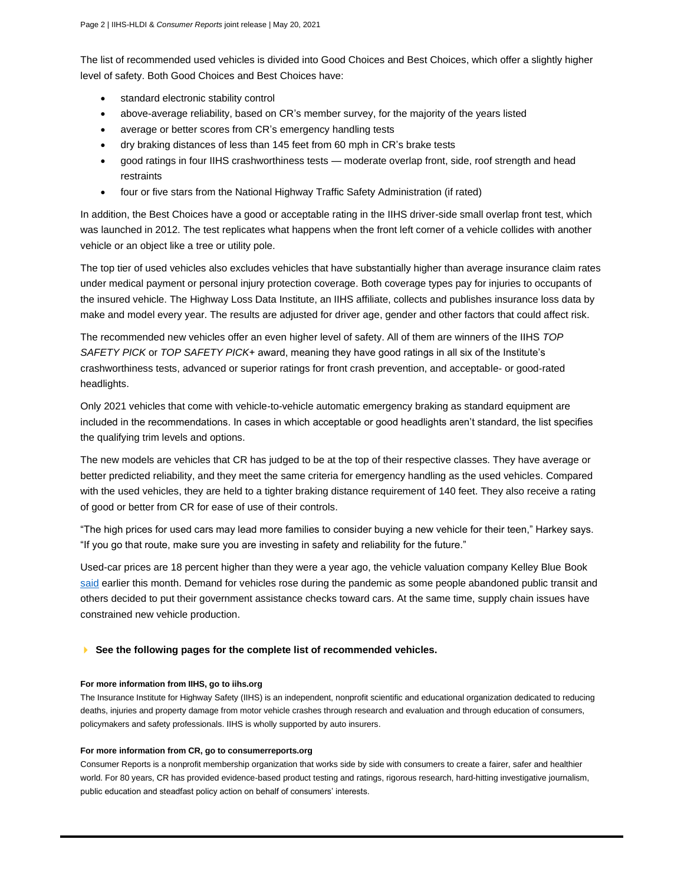The list of recommended used vehicles is divided into Good Choices and Best Choices, which offer a slightly higher level of safety. Both Good Choices and Best Choices have:

- standard electronic stability control
- above-average reliability, based on CR's member survey, for the majority of the years listed
- average or better scores from CR's emergency handling tests
- dry braking distances of less than 145 feet from 60 mph in CR's brake tests
- good ratings in four IIHS crashworthiness tests — moderate overlap front, side, roof strength and head restraints
- four or five stars from the National Highway Traffic Safety Administration (if rated)

In addition, the Best Choices have a good or acceptable rating in the IIHS driver-side small overlap front test, which was launched in 2012. The test replicates what happens when the front left corner of a vehicle collides with another vehicle or an object like a tree or utility pole.

The top tier of used vehicles also excludes vehicles that have substantially higher than average insurance claim rates under medical payment or personal injury protection coverage. Both coverage types pay for injuries to occupants of the insured vehicle. The Highway Loss Data Institute, an IIHS affiliate, collects and publishes insurance loss data by make and model every year. The results are adjusted for driver age, gender and other factors that could affect risk.

The recommended new vehicles offer an even higher level of safety. All of them are winners of the IIHS *TOP SAFETY PICK* or *TOP SAFETY PICK+* award, meaning they have good ratings in all six of the Institute's crashworthiness tests, advanced or superior ratings for front crash prevention, and acceptable- or good-rated headlights.

Only 2021 vehicles that come with vehicle-to-vehicle automatic emergency braking as standard equipment are included in the recommendations. In cases in which acceptable or good headlights aren't standard, the list specifies the qualifying trim levels and options.

The new models are vehicles that CR has judged to be at the top of their respective classes. They have average or better predicted reliability, and they meet the same criteria for emergency handling as the used vehicles. Compared with the used vehicles, they are held to a tighter braking distance requirement of 140 feet. They also receive a rating of good or better from CR for ease of use of their controls.

"The high prices for used cars may lead more families to consider buying a new vehicle for their teen," Harkey says. "If you go that route, make sure you are investing in safety and reliability for the future."

Used-car prices are 18 percent higher than they were a year ago, the vehicle valuation company Kelley Blue Book said earlier this month. Demand for vehicles rose during the pandemic as some people abandoned public transit and others decided to put their government assistance checks toward cars. At the same time, supply chain issues have constrained new vehicle production.

**See the following pages for the complete list of recommended vehicles.**

**For more information from IIHS, go to iihs.org**

The Insurance Institute for Highway Safety (IIHS) is an independent, nonprofit scientific and educational organization dedicated to reducing deaths, injuries and property damage from motor vehicle crashes through research and evaluation and through education of consumers, policymakers and safety professionals. IIHS is wholly supported by auto insurers.

**For more information from CR, go to consumerreports.org**

Consumer Reports is a nonprofit membership organization that works side by side with consumers to create a fairer, safer and healthier world. For 80 years, CR has provided evidence-based product testing and ratings, rigorous research, hard-hitting investigative journalism, public education and steadfast policy action on behalf of consumers' interests.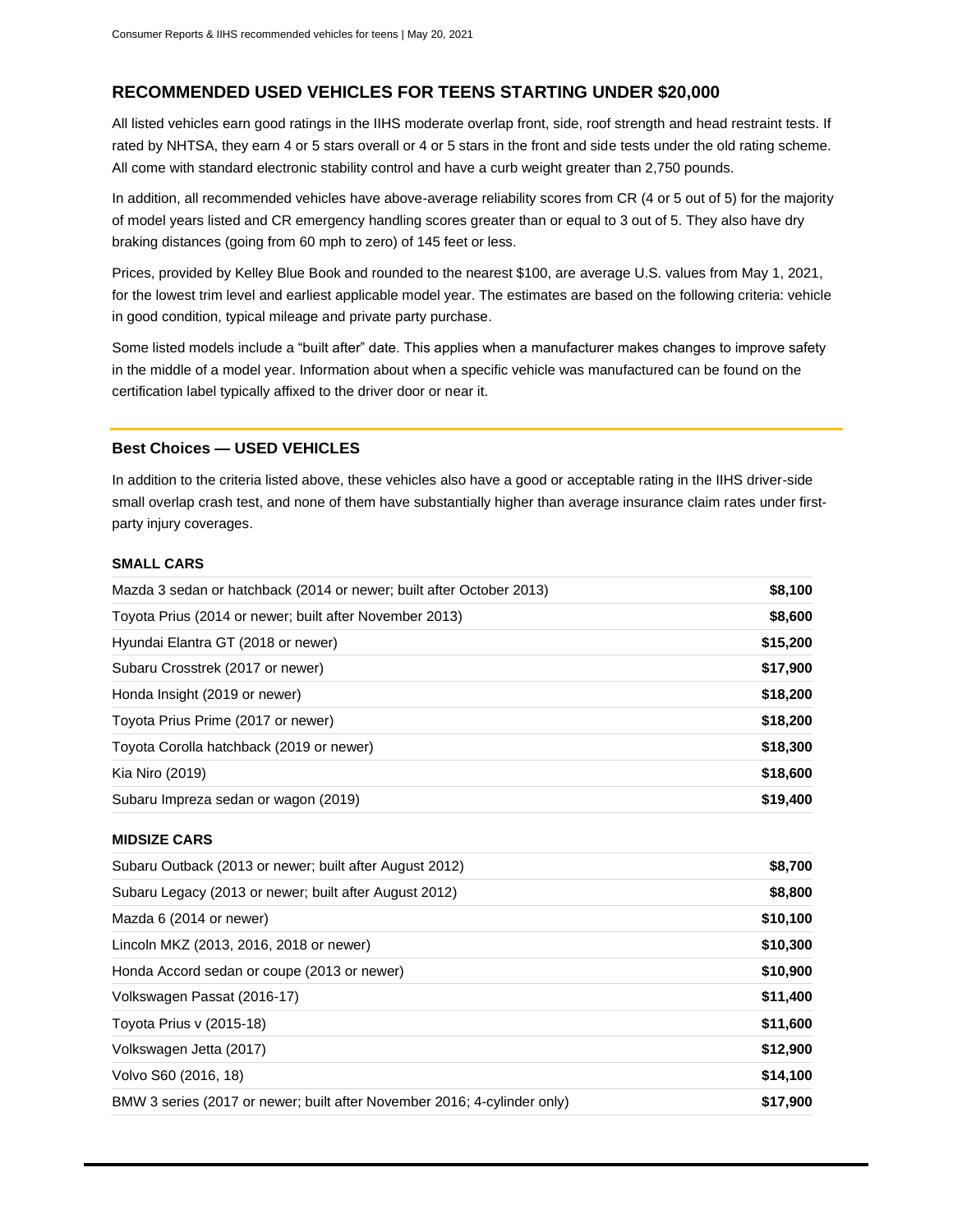## RECOMMENDED USED VEHICLES FOR TEENS STARTING UNDER $20,000

All listed vehicles earn good ratings in the IIHS moderate overlap front, side, roof strength and head restraint tests. If rated by NHTSA, they earn 4 or 5 stars overall or 4 or 5 stars in the front and side tests under the old rating scheme. All come with standard electronic stability control and have a curb weight greater than 2,750 pounds.

In addition, all recommended vehicles have above-average reliability scores from CR (4 or 5 out of 5) for the majority of model years listed and CR emergency handling scores greater than or equal to 3 out of 5. They also have dry braking distances (going from 60 mph to zero) of 145 feet or less.

Prices, provided by Kelley Blue Book and rounded to the nearest $100, are average U.S. values from May 1, 2021, for the lowest trim level and earliest applicable model year. The estimates are based on the following criteria: vehicle in good condition, typical mileage and private party purchase.

Some listed models include a "built after" date. This applies when a manufacturer makes changes to improve safety in the middle of a model year. Information about when a specific vehicle was manufactured can be found on the certification label typically affixed to the driver door or near it.

### Best Choices — USED VEHICLES

In addition to the criteria listed above, these vehicles also have a good or acceptable rating in the IIHS driver-side small overlap crash test, and none of them have substantially higher than average insurance claim rates under first-party injury coverages.

#### SMALL CARS

| Vehicle | Price |
|---|---|
| Mazda 3 sedan or hatchback (2014 or newer; built after October 2013) | **$8,100** |
| Toyota Prius (2014 or newer; built after November 2013) | **$8,600** |
| Hyundai Elantra GT (2018 or newer) | **$15,200** |
| Subaru Crosstrek (2017 or newer) | **$17,900** |
| Honda Insight (2019 or newer) | **$18,200** |
| Toyota Prius Prime (2017 or newer) | **$18,200** |
| Toyota Corolla hatchback (2019 or newer) | **$18,300** |
| Kia Niro (2019) | **$18,600** |
| Subaru Impreza sedan or wagon (2019) | **$19,400** |

#### MIDSIZE CARS

| Vehicle | Price |
|---|---|
| Subaru Outback (2013 or newer; built after August 2012) | **$8,700** |
| Subaru Legacy (2013 or newer; built after August 2012) | **$8,800** |
| Mazda 6 (2014 or newer) | **$10,100** |
| Lincoln MKZ (2013, 2016, 2018 or newer) | **$10,300** |
| Honda Accord sedan or coupe (2013 or newer) | **$10,900** |
| Volkswagen Passat (2016-17) | **$11,400** |
| Toyota Prius v (2015-18) | **$11,600** |
| Volkswagen Jetta (2017) | **$12,900** |
| Volvo S60 (2016, 18) | **$14,100** |
| BMW 3 series (2017 or newer; built after November 2016; 4-cylinder only) | **$17,900** |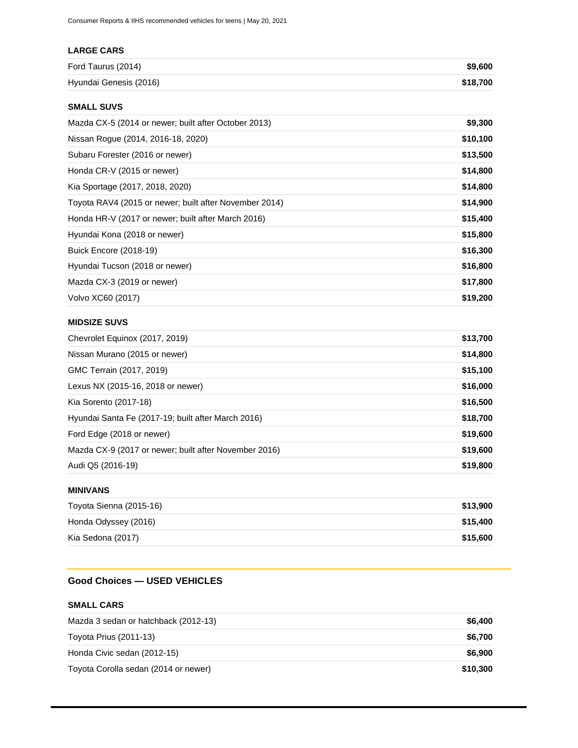#### LARGE CARS

| | |
|---|---|
| Ford Taurus (2014) | **$9,600** |
| Hyundai Genesis (2016) | **$18,700** |

#### SMALL SUVS

| | |
|---|---|
| Mazda CX-5 (2014 or newer; built after October 2013) | **$9,300** |
| Nissan Rogue (2014, 2016-18, 2020) | **$10,100** |
| Subaru Forester (2016 or newer) | **$13,500** |
| Honda CR-V (2015 or newer) | **$14,800** |
| Kia Sportage (2017, 2018, 2020) | **$14,800** |
| Toyota RAV4 (2015 or newer; built after November 2014) | **$14,900** |
| Honda HR-V (2017 or newer; built after March 2016) | **$15,400** |
| Hyundai Kona (2018 or newer) | **$15,800** |
| Buick Encore (2018-19) | **$16,300** |
| Hyundai Tucson (2018 or newer) | **$16,800** |
| Mazda CX-3 (2019 or newer) | **$17,800** |
| Volvo XC60 (2017) | **$19,200** |

#### MIDSIZE SUVS

| | |
|---|---|
| Chevrolet Equinox (2017, 2019) | **$13,700** |
| Nissan Murano (2015 or newer) | **$14,800** |
| GMC Terrain (2017, 2019) | **$15,100** |
| Lexus NX (2015-16, 2018 or newer) | **$16,000** |
| Kia Sorento (2017-18) | **$16,500** |
| Hyundai Santa Fe (2017-19; built after March 2016) | **$18,700** |
| Ford Edge (2018 or newer) | **$19,600** |
| Mazda CX-9 (2017 or newer; built after November 2016) | **$19,600** |
| Audi Q5 (2016-19) | **$19,800** |

#### MINIVANS

| | |
|---|---|
| Toyota Sienna (2015-16) | **$13,900** |
| Honda Odyssey (2016) | **$15,400** |
| Kia Sedona (2017) | **$15,600** |

### Good Choices — USED VEHICLES

#### SMALL CARS

| | |
|---|---|
| Mazda 3 sedan or hatchback (2012-13) | **$6,400** |
| Toyota Prius (2011-13) | **$6,700** |
| Honda Civic sedan (2012-15) | **$6,900** |
| Toyota Corolla sedan (2014 or newer) | **$10,300** |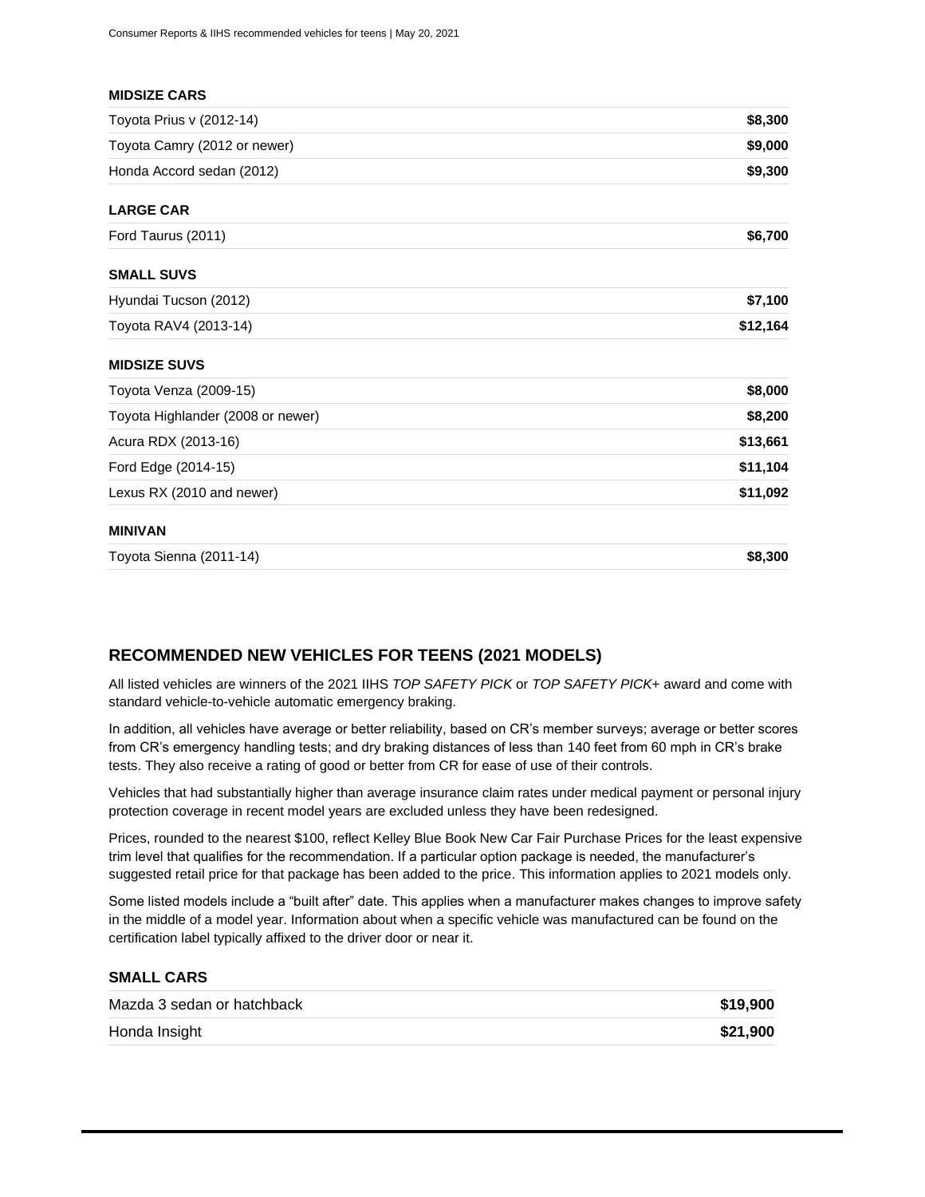**MIDSIZE CARS**

| | |
|---|---|
| Toyota Prius v (2012-14) | **$8,300** |
| Toyota Camry (2012 or newer) | **$9,000** |
| Honda Accord sedan (2012) | **$9,300** |

**LARGE CAR**

| | |
|---|---|
| Ford Taurus (2011) | **$6,700** |

**SMALL SUVS**

| | |
|---|---|
| Hyundai Tucson (2012) | **$7,100** |
| Toyota RAV4 (2013-14) | **$12,164** |

**MIDSIZE SUVS**

| | |
|---|---|
| Toyota Venza (2009-15) | **$8,000** |
| Toyota Highlander (2008 or newer) | **$8,200** |
| Acura RDX (2013-16) | **$13,661** |
| Ford Edge (2014-15) | **$11,104** |
| Lexus RX (2010 and newer) | **$11,092** |

**MINIVAN**

| | |
|---|---|
| Toyota Sienna (2011-14) | **$8,300** |

## RECOMMENDED NEW VEHICLES FOR TEENS (2021 MODELS)

All listed vehicles are winners of the 2021 IIHS *TOP SAFETY PICK* or *TOP SAFETY PICK+* award and come with standard vehicle-to-vehicle automatic emergency braking.

In addition, all vehicles have average or better reliability, based on CR's member surveys; average or better scores from CR's emergency handling tests; and dry braking distances of less than 140 feet from 60 mph in CR's brake tests. They also receive a rating of good or better from CR for ease of use of their controls.

Vehicles that had substantially higher than average insurance claim rates under medical payment or personal injury protection coverage in recent model years are excluded unless they have been redesigned.

Prices, rounded to the nearest $100, reflect Kelley Blue Book New Car Fair Purchase Prices for the least expensive trim level that qualifies for the recommendation. If a particular option package is needed, the manufacturer's suggested retail price for that package has been added to the price. This information applies to 2021 models only.

Some listed models include a "built after" date. This applies when a manufacturer makes changes to improve safety in the middle of a model year. Information about when a specific vehicle was manufactured can be found on the certification label typically affixed to the driver door or near it.

### SMALL CARS

| | |
|---|---|
| Mazda 3 sedan or hatchback | **$19,900** |
| Honda Insight | **$21,900** |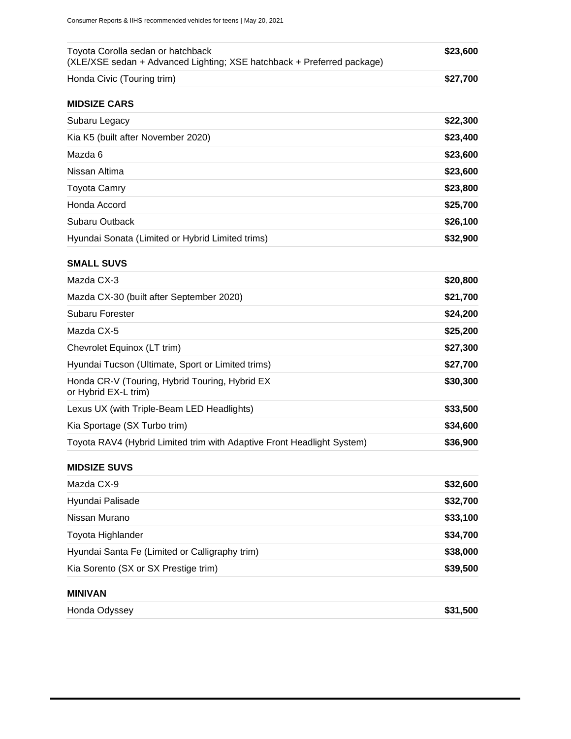| | |
|---|---|
| Toyota Corolla sedan or hatchback (XLE/XSE sedan + Advanced Lighting; XSE hatchback + Preferred package) | **$23,600** |
| Honda Civic (Touring trim) | **$27,700** |

**MIDSIZE CARS**

| | |
|---|---|
| Subaru Legacy | **$22,300** |
| Kia K5 (built after November 2020) | **$23,400** |
| Mazda 6 | **$23,600** |
| Nissan Altima | **$23,600** |
| Toyota Camry | **$23,800** |
| Honda Accord | **$25,700** |
| Subaru Outback | **$26,100** |
| Hyundai Sonata (Limited or Hybrid Limited trims) | **$32,900** |

**SMALL SUVS**

| | |
|---|---|
| Mazda CX-3 | **$20,800** |
| Mazda CX-30 (built after September 2020) | **$21,700** |
| Subaru Forester | **$24,200** |
| Mazda CX-5 | **$25,200** |
| Chevrolet Equinox (LT trim) | **$27,300** |
| Hyundai Tucson (Ultimate, Sport or Limited trims) | **$27,700** |
| Honda CR-V (Touring, Hybrid Touring, Hybrid EX or Hybrid EX-L trim) | **$30,300** |
| Lexus UX (with Triple-Beam LED Headlights) | **$33,500** |
| Kia Sportage (SX Turbo trim) | **$34,600** |
| Toyota RAV4 (Hybrid Limited trim with Adaptive Front Headlight System) | **$36,900** |

**MIDSIZE SUVS**

| | |
|---|---|
| Mazda CX-9 | **$32,600** |
| Hyundai Palisade | **$32,700** |
| Nissan Murano | **$33,100** |
| Toyota Highlander | **$34,700** |
| Hyundai Santa Fe (Limited or Calligraphy trim) | **$38,000** |
| Kia Sorento (SX or SX Prestige trim) | **$39,500** |

**MINIVAN**

| | |
|---|---|
| Honda Odyssey | **$31,500** |